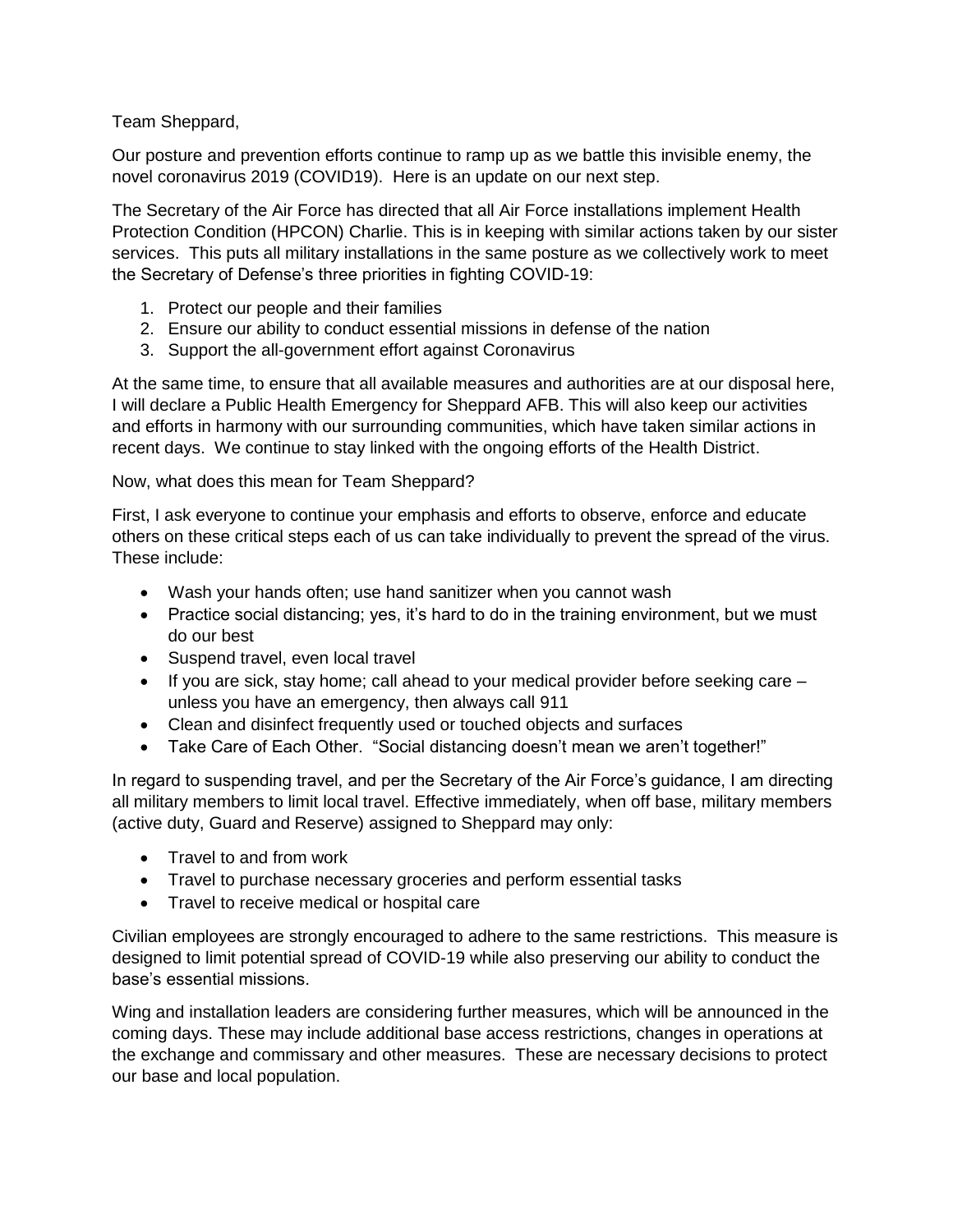Team Sheppard,

Our posture and prevention efforts continue to ramp up as we battle this invisible enemy, the novel coronavirus 2019 (COVID19). Here is an update on our next step.

The Secretary of the Air Force has directed that all Air Force installations implement Health Protection Condition (HPCON) Charlie. This is in keeping with similar actions taken by our sister services. This puts all military installations in the same posture as we collectively work to meet the Secretary of Defense's three priorities in fighting COVID-19:

1. Protect our people and their families
2. Ensure our ability to conduct essential missions in defense of the nation
3. Support the all-government effort against Coronavirus

At the same time, to ensure that all available measures and authorities are at our disposal here, I will declare a Public Health Emergency for Sheppard AFB. This will also keep our activities and efforts in harmony with our surrounding communities, which have taken similar actions in recent days. We continue to stay linked with the ongoing efforts of the Health District.

Now, what does this mean for Team Sheppard?

First, I ask everyone to continue your emphasis and efforts to observe, enforce and educate others on these critical steps each of us can take individually to prevent the spread of the virus. These include:

- Wash your hands often; use hand sanitizer when you cannot wash
- Practice social distancing; yes, it's hard to do in the training environment, but we must do our best
- Suspend travel, even local travel
- If you are sick, stay home; call ahead to your medical provider before seeking care – unless you have an emergency, then always call 911
- Clean and disinfect frequently used or touched objects and surfaces
- Take Care of Each Other. "Social distancing doesn't mean we aren't together!"

In regard to suspending travel, and per the Secretary of the Air Force's guidance, I am directing all military members to limit local travel. Effective immediately, when off base, military members (active duty, Guard and Reserve) assigned to Sheppard may only:

- Travel to and from work
- Travel to purchase necessary groceries and perform essential tasks
- Travel to receive medical or hospital care

Civilian employees are strongly encouraged to adhere to the same restrictions. This measure is designed to limit potential spread of COVID-19 while also preserving our ability to conduct the base's essential missions.

Wing and installation leaders are considering further measures, which will be announced in the coming days. These may include additional base access restrictions, changes in operations at the exchange and commissary and other measures. These are necessary decisions to protect our base and local population.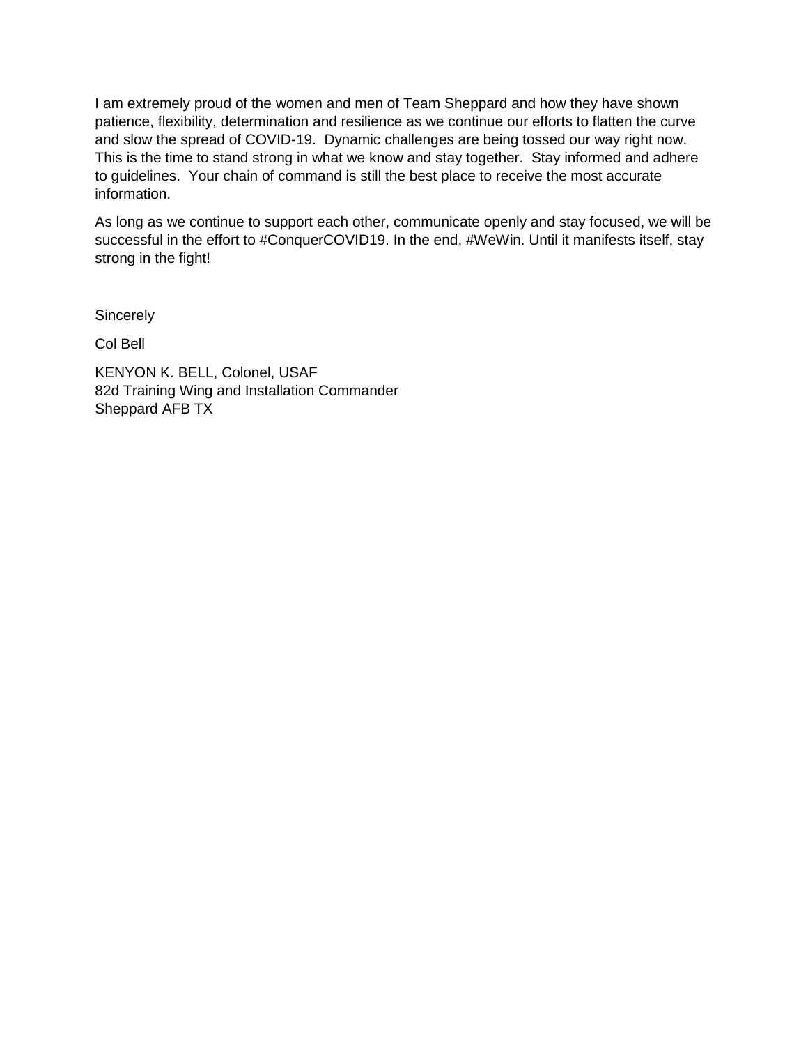I am extremely proud of the women and men of Team Sheppard and how they have shown patience, flexibility, determination and resilience as we continue our efforts to flatten the curve and slow the spread of COVID-19. Dynamic challenges are being tossed our way right now. This is the time to stand strong in what we know and stay together. Stay informed and adhere to guidelines. Your chain of command is still the best place to receive the most accurate information.

As long as we continue to support each other, communicate openly and stay focused, we will be successful in the effort to #ConquerCOVID19. In the end, #WeWin. Until it manifests itself, stay strong in the fight!

Sincerely

Col Bell

KENYON K. BELL, Colonel, USAF
82d Training Wing and Installation Commander
Sheppard AFB TX